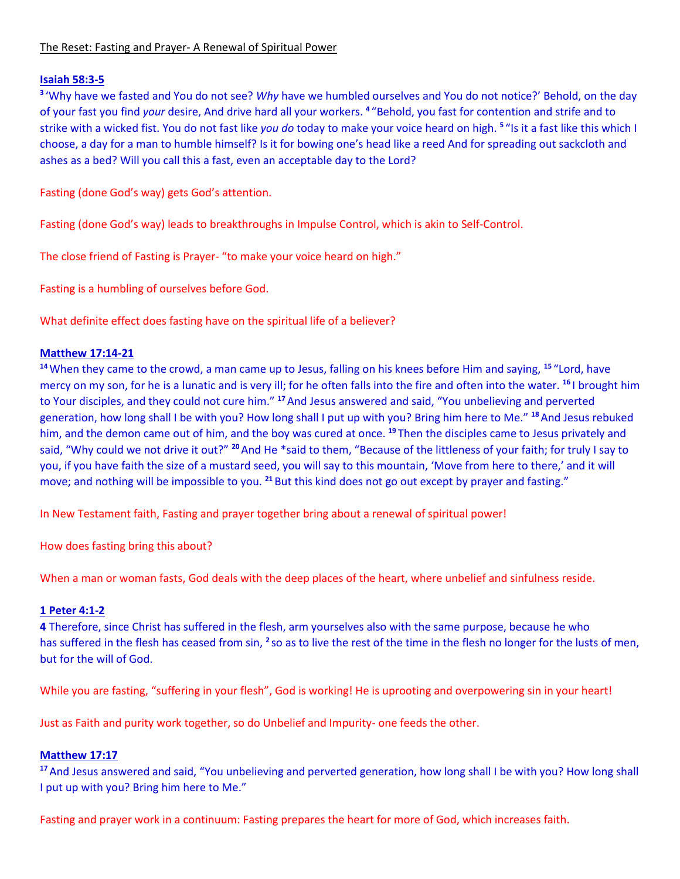The Reset: Fasting and Prayer- A Renewal of Spiritual Power

**Isaiah 58:3-5**

[3] 'Why have we fasted and You do not see? *Why* have we humbled ourselves and You do not notice?' Behold, on the day of your fast you find *your* desire, And drive hard all your workers. [4] "Behold, you fast for contention and strife and to strike with a wicked fist. You do not fast like *you do* today to make your voice heard on high. [5] "Is it a fast like this which I choose, a day for a man to humble himself? Is it for bowing one's head like a reed And for spreading out sackcloth and ashes as a bed? Will you call this a fast, even an acceptable day to the Lord?

Fasting (done God's way) gets God's attention.

Fasting (done God's way) leads to breakthroughs in Impulse Control, which is akin to Self-Control.

The close friend of Fasting is Prayer- "to make your voice heard on high."

Fasting is a humbling of ourselves before God.

What definite effect does fasting have on the spiritual life of a believer?

**Matthew 17:14-21**

[14] When they came to the crowd, a man came up to Jesus, falling on his knees before Him and saying, [15] "Lord, have mercy on my son, for he is a lunatic and is very ill; for he often falls into the fire and often into the water. [16] I brought him to Your disciples, and they could not cure him." [17] And Jesus answered and said, "You unbelieving and perverted generation, how long shall I be with you? How long shall I put up with you? Bring him here to Me." [18] And Jesus rebuked him, and the demon came out of him, and the boy was cured at once. [19] Then the disciples came to Jesus privately and said, "Why could we not drive it out?" [20] And He *said to them, "Because of the littleness of your faith; for truly I say to you, if you have faith the size of a mustard seed, you will say to this mountain, 'Move from here to there,' and it will move; and nothing will be impossible to you. [21] But this kind does not go out except by prayer and fasting."

In New Testament faith, Fasting and prayer together bring about a renewal of spiritual power!

How does fasting bring this about?

When a man or woman fasts, God deals with the deep places of the heart, where unbelief and sinfulness reside.

**1 Peter 4:1-2**

**4** Therefore, since Christ has suffered in the flesh, arm yourselves also with the same purpose, because he who has suffered in the flesh has ceased from sin, [2] so as to live the rest of the time in the flesh no longer for the lusts of men, but for the will of God.

While you are fasting, "suffering in your flesh", God is working! He is uprooting and overpowering sin in your heart!

Just as Faith and purity work together, so do Unbelief and Impurity- one feeds the other.

**Matthew 17:17**

[17] And Jesus answered and said, "You unbelieving and perverted generation, how long shall I be with you? How long shall I put up with you? Bring him here to Me."

Fasting and prayer work in a continuum: Fasting prepares the heart for more of God, which increases faith.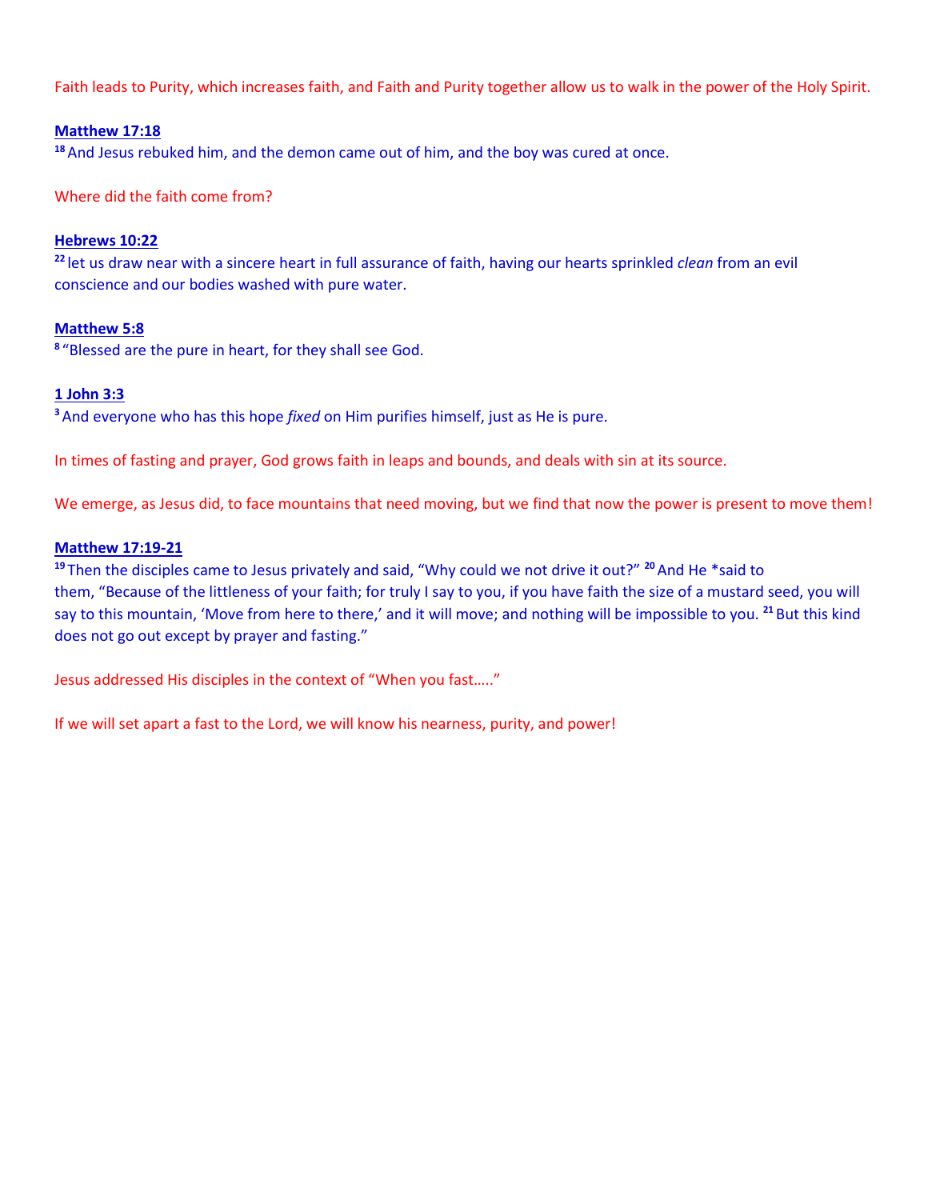Faith leads to Purity, which increases faith, and Faith and Purity together allow us to walk in the power of the Holy Spirit.

**Matthew 17:18**

[18] And Jesus rebuked him, and the demon came out of him, and the boy was cured at once.

Where did the faith come from?

**Hebrews 10:22**

[22] let us draw near with a sincere heart in full assurance of faith, having our hearts sprinkled *clean* from an evil conscience and our bodies washed with pure water.

**Matthew 5:8**

[8] "Blessed are the pure in heart, for they shall see God.

**1 John 3:3**

[3] And everyone who has this hope *fixed* on Him purifies himself, just as He is pure.

In times of fasting and prayer, God grows faith in leaps and bounds, and deals with sin at its source.

We emerge, as Jesus did, to face mountains that need moving, but we find that now the power is present to move them!

**Matthew 17:19-21**

[19] Then the disciples came to Jesus privately and said, "Why could we not drive it out?" [20] And He *said to them, "Because of the littleness of your faith; for truly I say to you, if you have faith the size of a mustard seed, you will say to this mountain, 'Move from here to there,' and it will move; and nothing will be impossible to you. [21] But this kind does not go out except by prayer and fasting."

Jesus addressed His disciples in the context of "When you fast….."

If we will set apart a fast to the Lord, we will know his nearness, purity, and power!